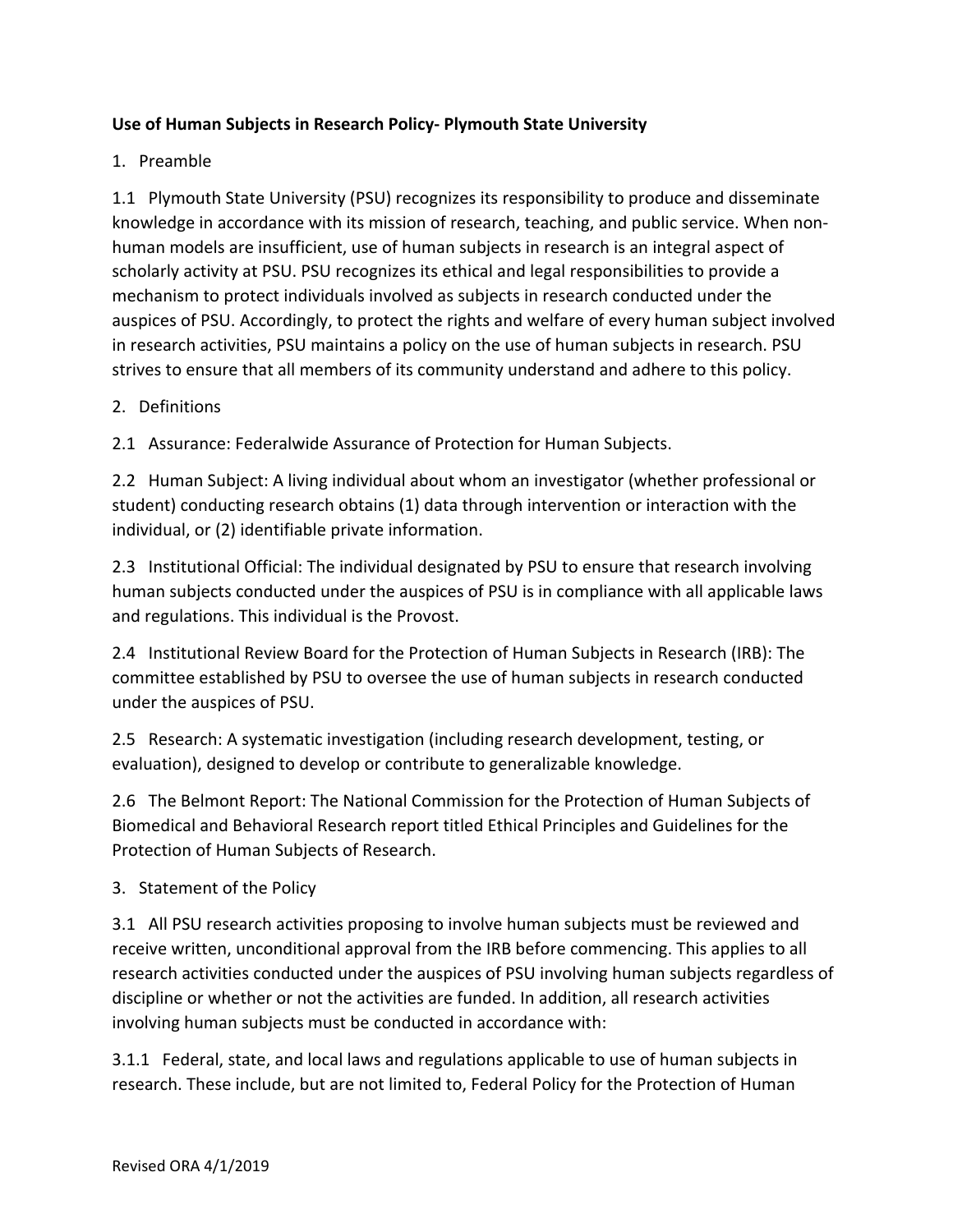**Use of Human Subjects in Research Policy- Plymouth State University**

1. Preamble

1.1 Plymouth State University (PSU) recognizes its responsibility to produce and disseminate knowledge in accordance with its mission of research, teaching, and public service. When non-human models are insufficient, use of human subjects in research is an integral aspect of scholarly activity at PSU. PSU recognizes its ethical and legal responsibilities to provide a mechanism to protect individuals involved as subjects in research conducted under the auspices of PSU. Accordingly, to protect the rights and welfare of every human subject involved in research activities, PSU maintains a policy on the use of human subjects in research. PSU strives to ensure that all members of its community understand and adhere to this policy.

2. Definitions

2.1 Assurance: Federalwide Assurance of Protection for Human Subjects.

2.2 Human Subject: A living individual about whom an investigator (whether professional or student) conducting research obtains (1) data through intervention or interaction with the individual, or (2) identifiable private information.

2.3 Institutional Official: The individual designated by PSU to ensure that research involving human subjects conducted under the auspices of PSU is in compliance with all applicable laws and regulations. This individual is the Provost.

2.4 Institutional Review Board for the Protection of Human Subjects in Research (IRB): The committee established by PSU to oversee the use of human subjects in research conducted under the auspices of PSU.

2.5 Research: A systematic investigation (including research development, testing, or evaluation), designed to develop or contribute to generalizable knowledge.

2.6 The Belmont Report: The National Commission for the Protection of Human Subjects of Biomedical and Behavioral Research report titled Ethical Principles and Guidelines for the Protection of Human Subjects of Research.

3. Statement of the Policy

3.1 All PSU research activities proposing to involve human subjects must be reviewed and receive written, unconditional approval from the IRB before commencing. This applies to all research activities conducted under the auspices of PSU involving human subjects regardless of discipline or whether or not the activities are funded. In addition, all research activities involving human subjects must be conducted in accordance with:

3.1.1 Federal, state, and local laws and regulations applicable to use of human subjects in research. These include, but are not limited to, Federal Policy for the Protection of Human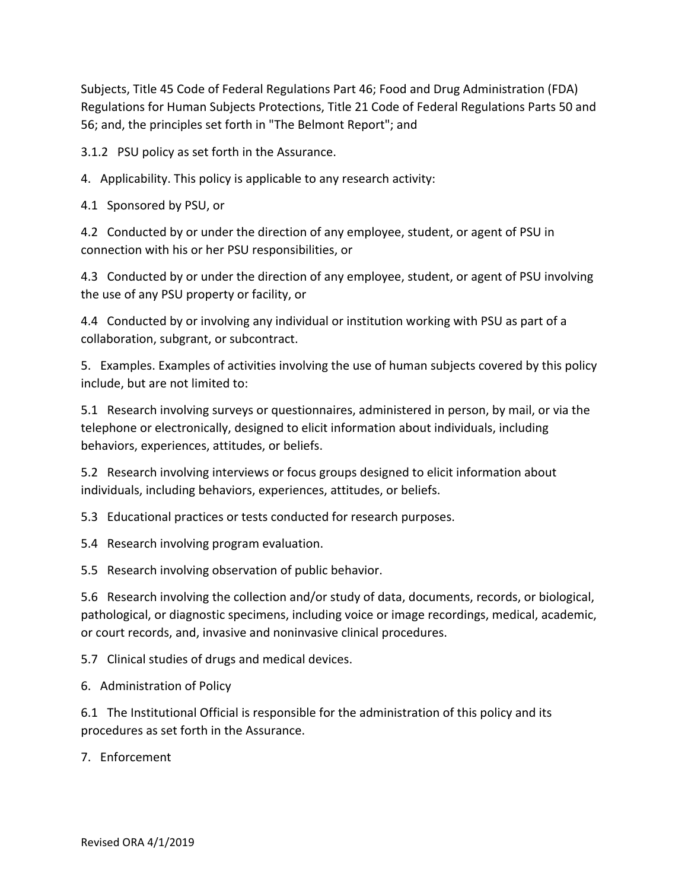Subjects, Title 45 Code of Federal Regulations Part 46; Food and Drug Administration (FDA) Regulations for Human Subjects Protections, Title 21 Code of Federal Regulations Parts 50 and 56; and, the principles set forth in "The Belmont Report"; and

3.1.2 PSU policy as set forth in the Assurance.

4. Applicability. This policy is applicable to any research activity:

4.1 Sponsored by PSU, or

4.2 Conducted by or under the direction of any employee, student, or agent of PSU in connection with his or her PSU responsibilities, or

4.3 Conducted by or under the direction of any employee, student, or agent of PSU involving the use of any PSU property or facility, or

4.4 Conducted by or involving any individual or institution working with PSU as part of a collaboration, subgrant, or subcontract.

5. Examples. Examples of activities involving the use of human subjects covered by this policy include, but are not limited to:

5.1 Research involving surveys or questionnaires, administered in person, by mail, or via the telephone or electronically, designed to elicit information about individuals, including behaviors, experiences, attitudes, or beliefs.

5.2 Research involving interviews or focus groups designed to elicit information about individuals, including behaviors, experiences, attitudes, or beliefs.

5.3 Educational practices or tests conducted for research purposes.

5.4 Research involving program evaluation.

5.5 Research involving observation of public behavior.

5.6 Research involving the collection and/or study of data, documents, records, or biological, pathological, or diagnostic specimens, including voice or image recordings, medical, academic, or court records, and, invasive and noninvasive clinical procedures.

5.7 Clinical studies of drugs and medical devices.

6. Administration of Policy

6.1 The Institutional Official is responsible for the administration of this policy and its procedures as set forth in the Assurance.

7. Enforcement

Revised ORA 4/1/2019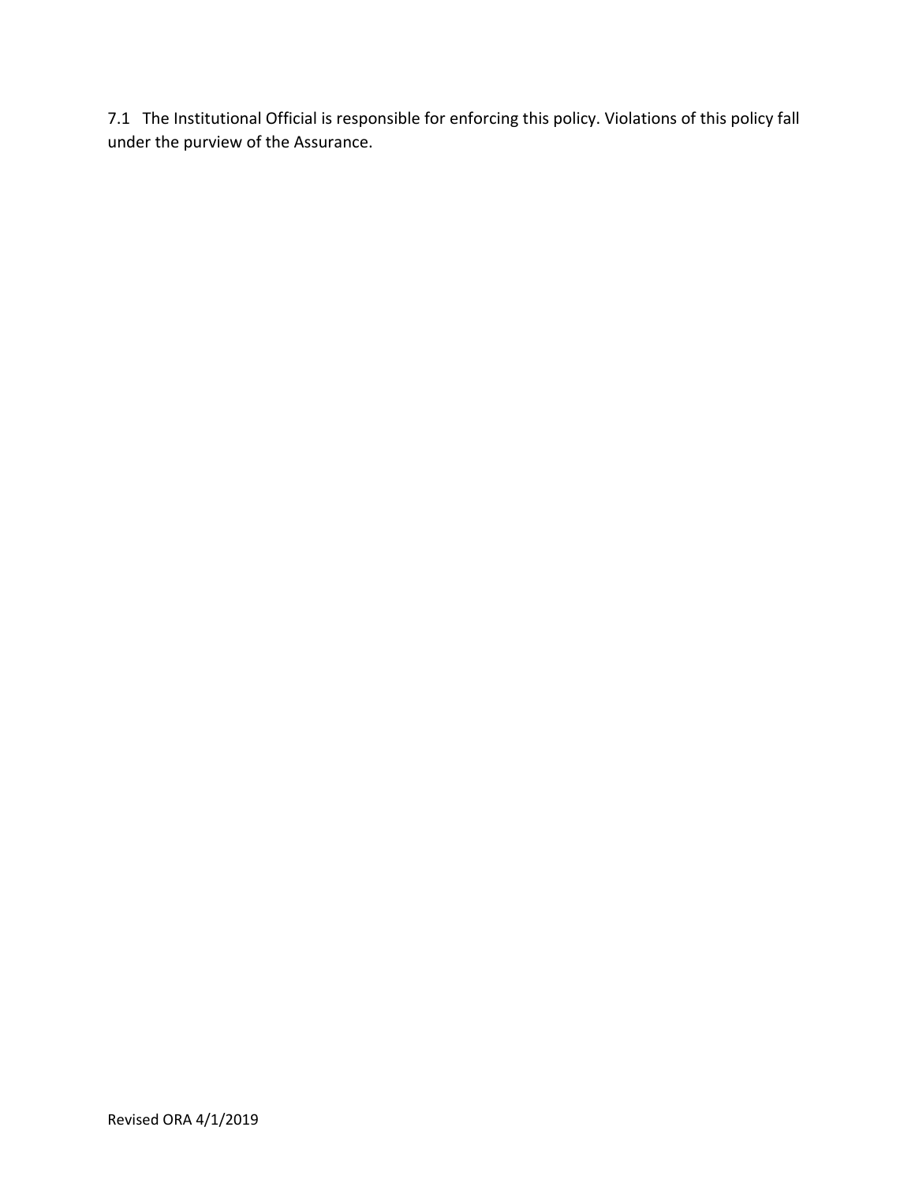7.1 The Institutional Official is responsible for enforcing this policy. Violations of this policy fall under the purview of the Assurance.

Revised ORA 4/1/2019